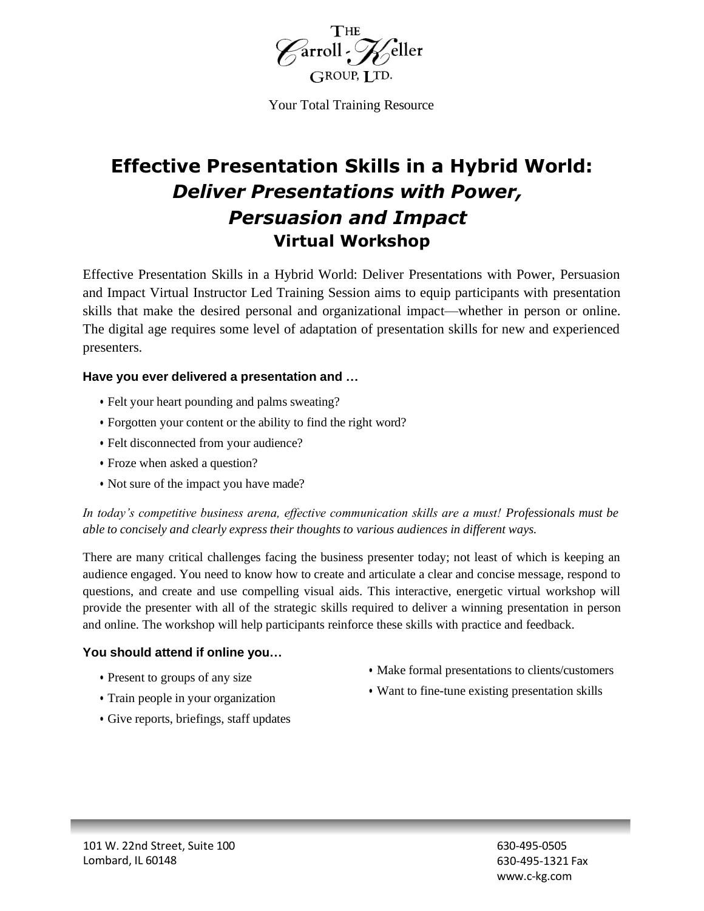The Carroll-Keller Group, Ltd.

Your Total Training Resource

# Effective Presentation Skills in a Hybrid World: *Deliver Presentations with Power, Persuasion and Impact*

## Virtual Workshop

Effective Presentation Skills in a Hybrid World: Deliver Presentations with Power, Persuasion and Impact Virtual Instructor Led Training Session aims to equip participants with presentation skills that make the desired personal and organizational impact—whether in person or online. The digital age requires some level of adaptation of presentation skills for new and experienced presenters.

**Have you ever delivered a presentation and …**

- Felt your heart pounding and palms sweating?
- Forgotten your content or the ability to find the right word?
- Felt disconnected from your audience?
- Froze when asked a question?
- Not sure of the impact you have made?

*In today's competitive business arena, effective communication skills are a must! Professionals must be able to concisely and clearly express their thoughts to various audiences in different ways.*

There are many critical challenges facing the business presenter today; not least of which is keeping an audience engaged. You need to know how to create and articulate a clear and concise message, respond to questions, and create and use compelling visual aids. This interactive, energetic virtual workshop will provide the presenter with all of the strategic skills required to deliver a winning presentation in person and online. The workshop will help participants reinforce these skills with practice and feedback.

**You should attend if online you…**

- Present to groups of any size
- Train people in your organization
- Give reports, briefings, staff updates
- Make formal presentations to clients/customers
- Want to fine-tune existing presentation skills

101 W. 22nd Street, Suite 100
Lombard, IL 60148

630-495-0505
630-495-1321 Fax
www.c-kg.com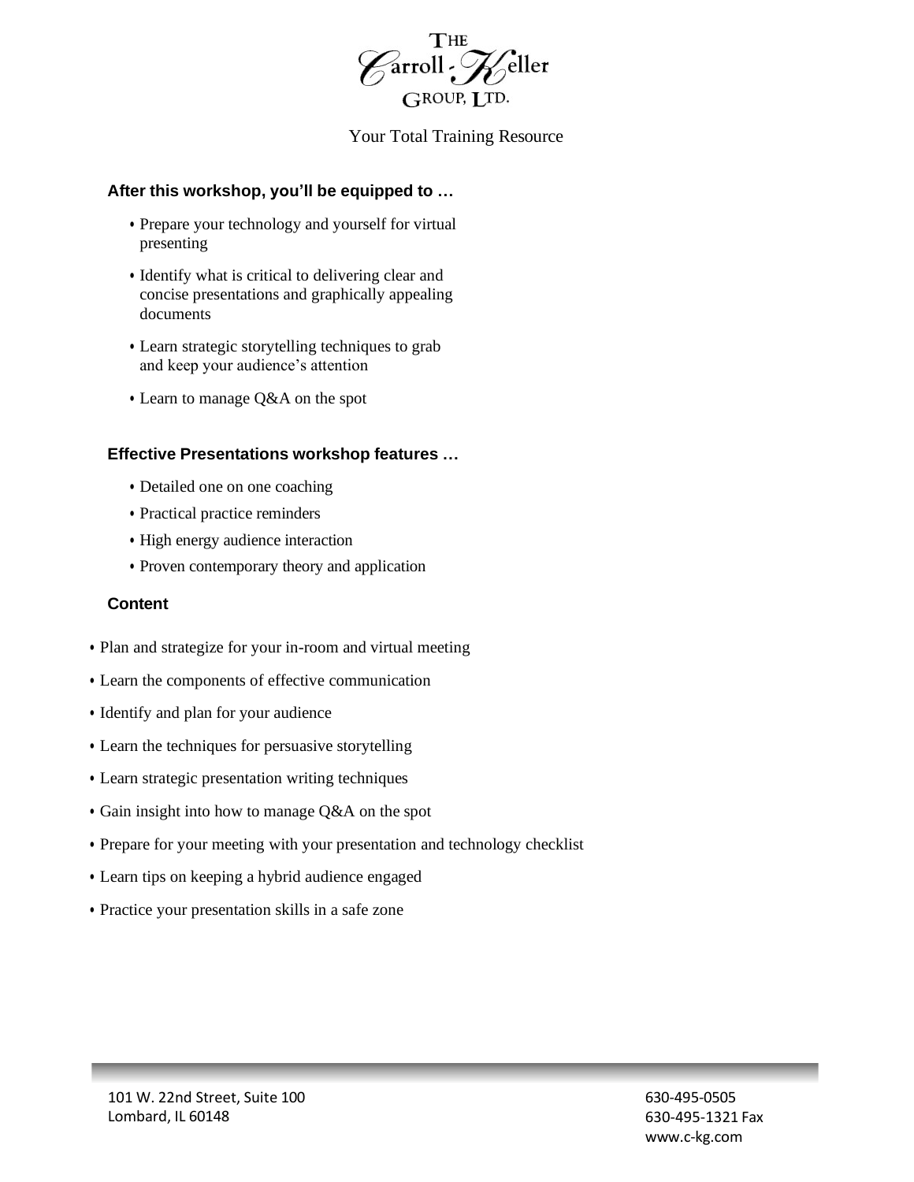THE Carroll-Keller GROUP, LTD.

Your Total Training Resource

### After this workshop, you'll be equipped to …

- Prepare your technology and yourself for virtual presenting
- Identify what is critical to delivering clear and concise presentations and graphically appealing documents
- Learn strategic storytelling techniques to grab and keep your audience's attention
- Learn to manage Q&A on the spot

### Effective Presentations workshop features …

- Detailed one on one coaching
- Practical practice reminders
- High energy audience interaction
- Proven contemporary theory and application

### Content

- Plan and strategize for your in-room and virtual meeting
- Learn the components of effective communication
- Identify and plan for your audience
- Learn the techniques for persuasive storytelling
- Learn strategic presentation writing techniques
- Gain insight into how to manage Q&A on the spot
- Prepare for your meeting with your presentation and technology checklist
- Learn tips on keeping a hybrid audience engaged
- Practice your presentation skills in a safe zone

101 W. 22nd Street, Suite 100
Lombard, IL 60148

630-495-0505
630-495-1321 Fax
www.c-kg.com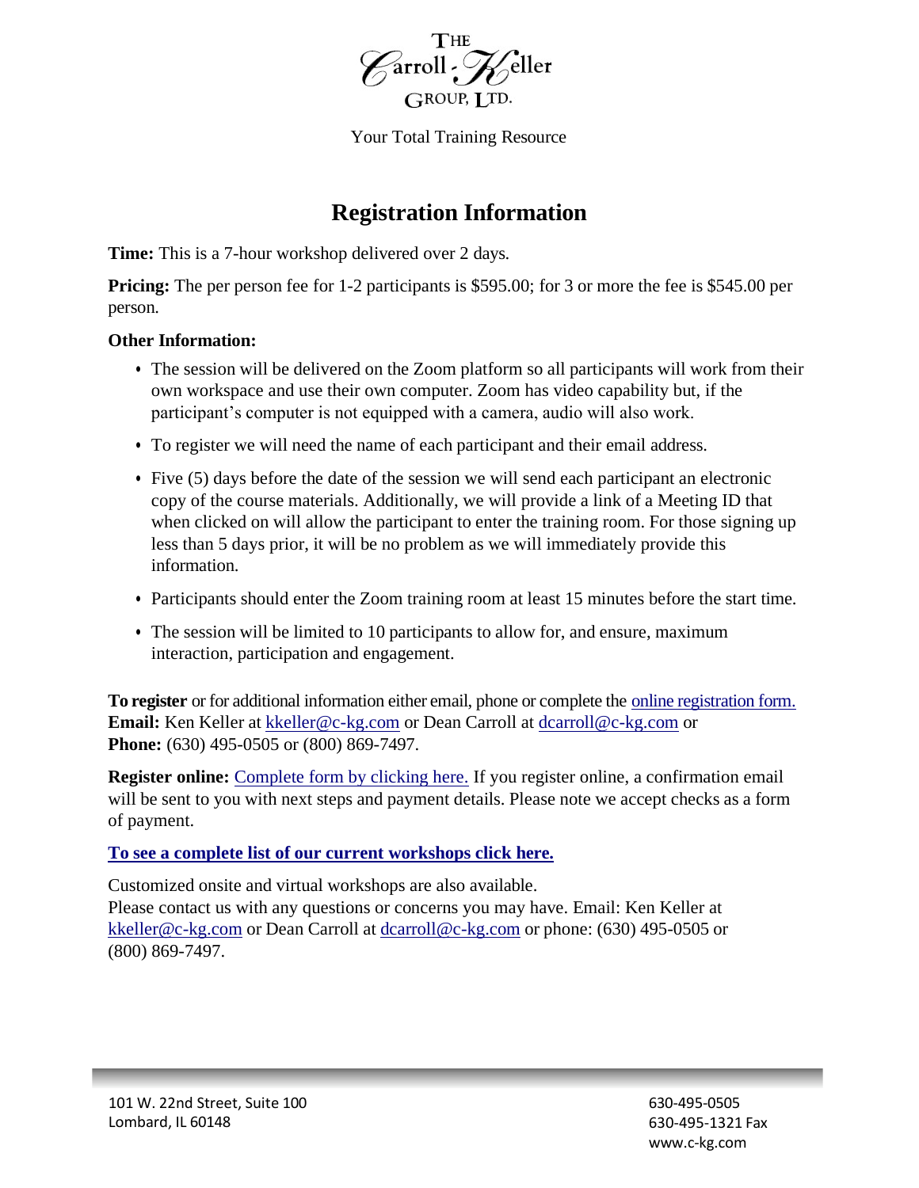THE
Carroll - Keller
GROUP, LTD.

Your Total Training Resource

# Registration Information

**Time:** This is a 7-hour workshop delivered over 2 days.

**Pricing:** The per person fee for 1-2 participants is $595.00; for 3 or more the fee is $545.00 per person.

**Other Information:**

- The session will be delivered on the Zoom platform so all participants will work from their own workspace and use their own computer. Zoom has video capability but, if the participant's computer is not equipped with a camera, audio will also work.
- To register we will need the name of each participant and their email address.
- Five (5) days before the date of the session we will send each participant an electronic copy of the course materials. Additionally, we will provide a link of a Meeting ID that when clicked on will allow the participant to enter the training room. For those signing up less than 5 days prior, it will be no problem as we will immediately provide this information.
- Participants should enter the Zoom training room at least 15 minutes before the start time.
- The session will be limited to 10 participants to allow for, and ensure, maximum interaction, participation and engagement.

**To register** or for additional information either email, phone or complete the online registration form.
**Email:** Ken Keller at kkeller@c-kg.com or Dean Carroll at dcarroll@c-kg.com or
**Phone:** (630) 495-0505 or (800) 869-7497.

**Register online:** Complete form by clicking here. If you register online, a confirmation email will be sent to you with next steps and payment details. Please note we accept checks as a form of payment.

**To see a complete list of our current workshops click here.**

Customized onsite and virtual workshops are also available.
Please contact us with any questions or concerns you may have. Email: Ken Keller at kkeller@c-kg.com or Dean Carroll at dcarroll@c-kg.com or phone: (630) 495-0505 or (800) 869-7497.

101 W. 22nd Street, Suite 100
Lombard, IL 60148

630-495-0505
630-495-1321 Fax
www.c-kg.com